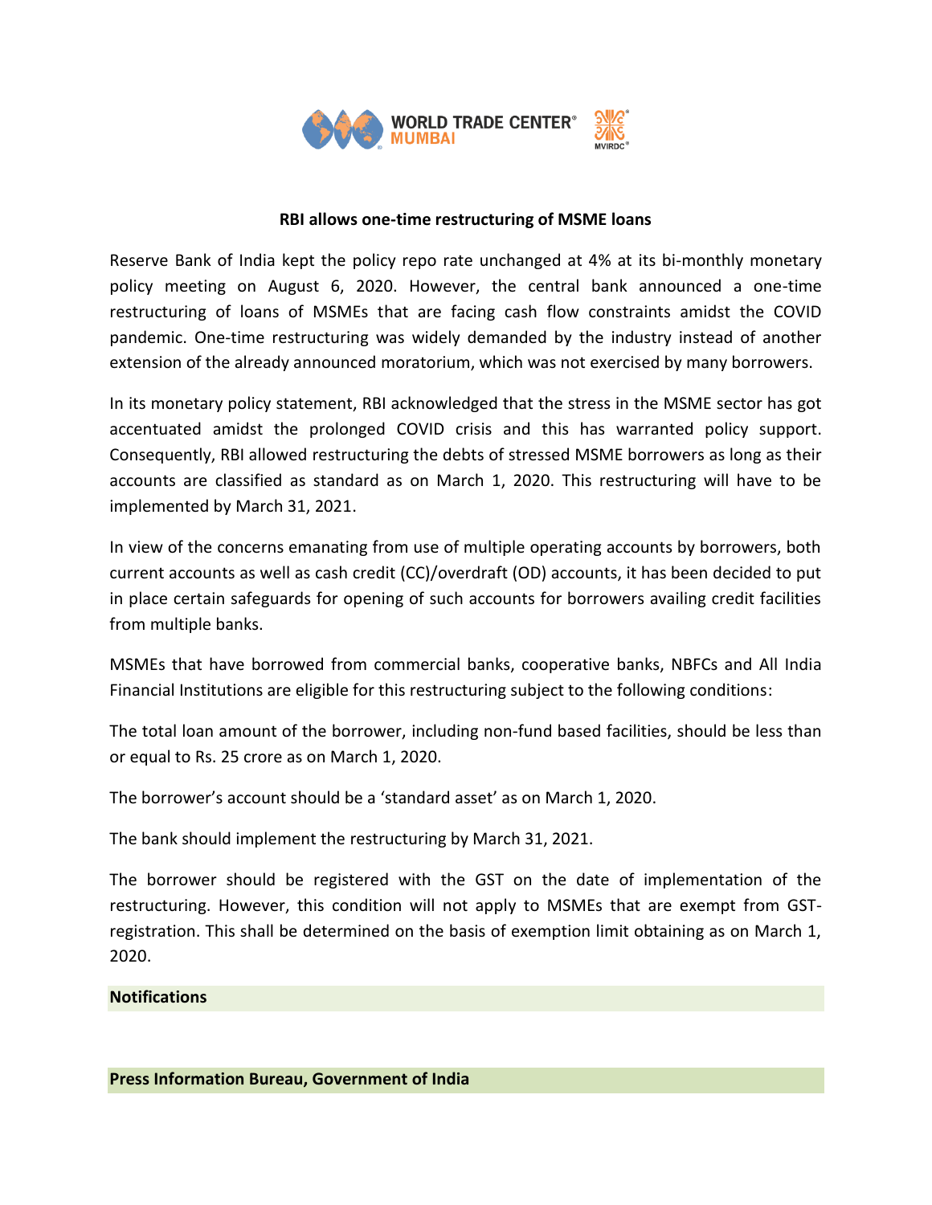## RBI allows one-time restructuring of MSME loans

Reserve Bank of India kept the policy repo rate unchanged at 4% at its bi-monthly monetary policy meeting on August 6, 2020. However, the central bank announced a one-time restructuring of loans of MSMEs that are facing cash flow constraints amidst the COVID pandemic. One-time restructuring was widely demanded by the industry instead of another extension of the already announced moratorium, which was not exercised by many borrowers.

In its monetary policy statement, RBI acknowledged that the stress in the MSME sector has got accentuated amidst the prolonged COVID crisis and this has warranted policy support. Consequently, RBI allowed restructuring the debts of stressed MSME borrowers as long as their accounts are classified as standard as on March 1, 2020. This restructuring will have to be implemented by March 31, 2021.

In view of the concerns emanating from use of multiple operating accounts by borrowers, both current accounts as well as cash credit (CC)/overdraft (OD) accounts, it has been decided to put in place certain safeguards for opening of such accounts for borrowers availing credit facilities from multiple banks.

MSMEs that have borrowed from commercial banks, cooperative banks, NBFCs and All India Financial Institutions are eligible for this restructuring subject to the following conditions:

The total loan amount of the borrower, including non-fund based facilities, should be less than or equal to Rs. 25 crore as on March 1, 2020.

The borrower's account should be a 'standard asset' as on March 1, 2020.

The bank should implement the restructuring by March 31, 2021.

The borrower should be registered with the GST on the date of implementation of the restructuring. However, this condition will not apply to MSMEs that are exempt from GST-registration. This shall be determined on the basis of exemption limit obtaining as on March 1, 2020.

**Notifications**

**Press Information Bureau, Government of India**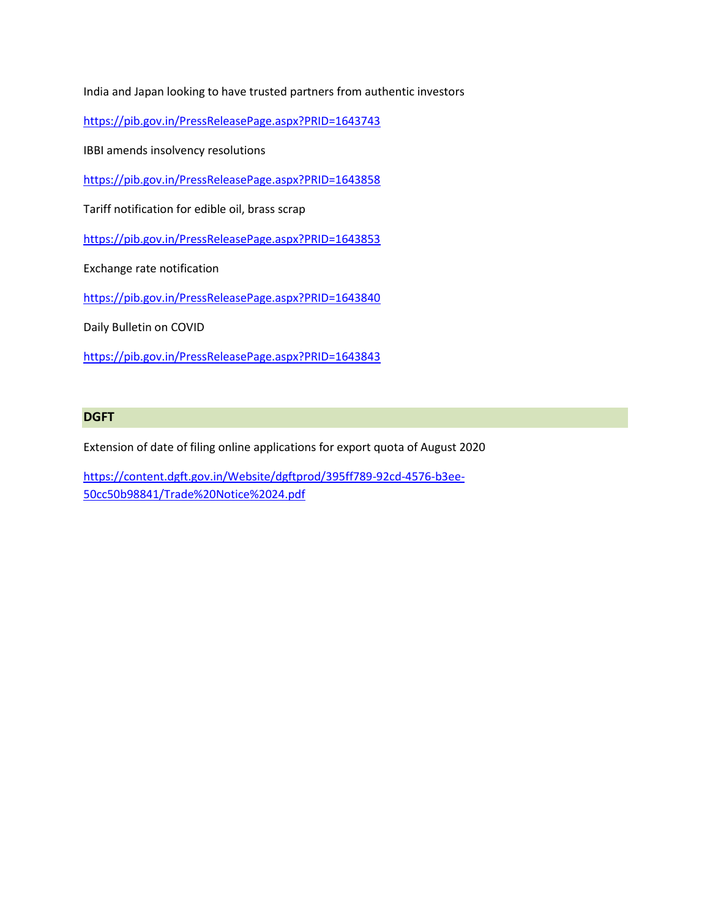India and Japan looking to have trusted partners from authentic investors

https://pib.gov.in/PressReleasePage.aspx?PRID=1643743

IBBI amends insolvency resolutions

https://pib.gov.in/PressReleasePage.aspx?PRID=1643858

Tariff notification for edible oil, brass scrap

https://pib.gov.in/PressReleasePage.aspx?PRID=1643853

Exchange rate notification

https://pib.gov.in/PressReleasePage.aspx?PRID=1643840

Daily Bulletin on COVID

https://pib.gov.in/PressReleasePage.aspx?PRID=1643843

## DGFT

Extension of date of filing online applications for export quota of August 2020

https://content.dgft.gov.in/Website/dgftprod/395ff789-92cd-4576-b3ee-50cc50b98841/Trade%20Notice%2024.pdf